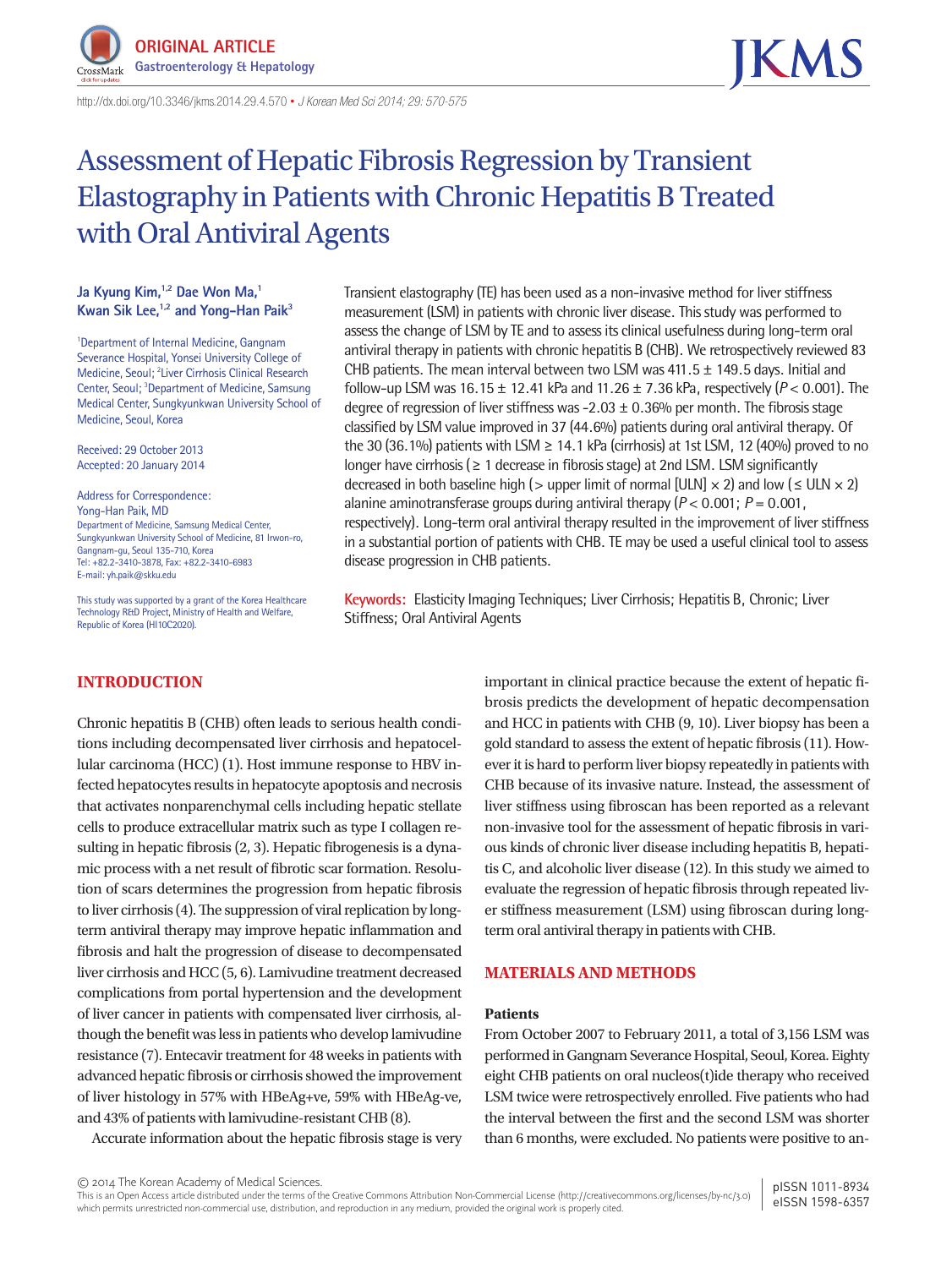ORIGINAL ARTICLE
Gastroenterology & Hepatology

http://dx.doi.org/10.3346/jkms.2014.29.4.570 • *J Korean Med Sci 2014; 29: 570-575*

# Assessment of Hepatic Fibrosis Regression by Transient Elastography in Patients with Chronic Hepatitis B Treated with Oral Antiviral Agents

**Ja Kyung Kim,[1,2] Dae Won Ma,[1] Kwan Sik Lee,[1,2] and Yong-Han Paik[3]**

[1]Department of Internal Medicine, Gangnam Severance Hospital, Yonsei University College of Medicine, Seoul; [2]Liver Cirrhosis Clinical Research Center, Seoul; [3]Department of Medicine, Samsung Medical Center, Sungkyunkwan University School of Medicine, Seoul, Korea

Received: 29 October 2013
Accepted: 20 January 2014

Address for Correspondence:
Yong-Han Paik, MD
Department of Medicine, Samsung Medical Center, Sungkyunkwan University School of Medicine, 81 Irwon-ro, Gangnam-gu, Seoul 135-710, Korea
Tel: +82.2-3410-3878, Fax: +82.2-3410-6983
E-mail: yh.paik@skku.edu

This study was supported by a grant of the Korea Healthcare Technology R&D Project, Ministry of Health and Welfare, Republic of Korea (HI10C2020).

Transient elastography (TE) has been used as a non-invasive method for liver stiffness measurement (LSM) in patients with chronic liver disease. This study was performed to assess the change of LSM by TE and to assess its clinical usefulness during long-term oral antiviral therapy in patients with chronic hepatitis B (CHB). We retrospectively reviewed 83 CHB patients. The mean interval between two LSM was 411.5 ± 149.5 days. Initial and follow-up LSM was 16.15 ± 12.41 kPa and 11.26 ± 7.36 kPa, respectively ($P < 0.001$). The degree of regression of liver stiffness was -2.03 ± 0.36% per month. The fibrosis stage classified by LSM value improved in 37 (44.6%) patients during oral antiviral therapy. Of the 30 (36.1%) patients with LSM ≥ 14.1 kPa (cirrhosis) at 1st LSM, 12 (40%) proved to no longer have cirrhosis (≥ 1 decrease in fibrosis stage) at 2nd LSM. LSM significantly decreased in both baseline high (> upper limit of normal [ULN] × 2) and low (≤ ULN × 2) alanine aminotransferase groups during antiviral therapy ($P < 0.001$; $P = 0.001$, respectively). Long-term oral antiviral therapy resulted in the improvement of liver stiffness in a substantial portion of patients with CHB. TE may be used a useful clinical tool to assess disease progression in CHB patients.

**Keywords:** Elasticity Imaging Techniques; Liver Cirrhosis; Hepatitis B, Chronic; Liver Stiffness; Oral Antiviral Agents

## INTRODUCTION

Chronic hepatitis B (CHB) often leads to serious health conditions including decompensated liver cirrhosis and hepatocellular carcinoma (HCC) (1). Host immune response to HBV infected hepatocytes results in hepatocyte apoptosis and necrosis that activates nonparenchymal cells including hepatic stellate cells to produce extracellular matrix such as type I collagen resulting in hepatic fibrosis (2, 3). Hepatic fibrogenesis is a dynamic process with a net result of fibrotic scar formation. Resolution of scars determines the progression from hepatic fibrosis to liver cirrhosis (4). The suppression of viral replication by long-term antiviral therapy may improve hepatic inflammation and fibrosis and halt the progression of disease to decompensated liver cirrhosis and HCC (5, 6). Lamivudine treatment decreased complications from portal hypertension and the development of liver cancer in patients with compensated liver cirrhosis, although the benefit was less in patients who develop lamivudine resistance (7). Entecavir treatment for 48 weeks in patients with advanced hepatic fibrosis or cirrhosis showed the improvement of liver histology in 57% with HBeAg+ve, 59% with HBeAg-ve, and 43% of patients with lamivudine-resistant CHB (8).

Accurate information about the hepatic fibrosis stage is very important in clinical practice because the extent of hepatic fibrosis predicts the development of hepatic decompensation and HCC in patients with CHB (9, 10). Liver biopsy has been a gold standard to assess the extent of hepatic fibrosis (11). However it is hard to perform liver biopsy repeatedly in patients with CHB because of its invasive nature. Instead, the assessment of liver stiffness using fibroscan has been reported as a relevant non-invasive tool for the assessment of hepatic fibrosis in various kinds of chronic liver disease including hepatitis B, hepatitis C, and alcoholic liver disease (12). In this study we aimed to evaluate the regression of hepatic fibrosis through repeated liver stiffness measurement (LSM) using fibroscan during long-term oral antiviral therapy in patients with CHB.

## MATERIALS AND METHODS

### Patients

From October 2007 to February 2011, a total of 3,156 LSM was performed in Gangnam Severance Hospital, Seoul, Korea. Eighty eight CHB patients on oral nucleos(t)ide therapy who received LSM twice were retrospectively enrolled. Five patients who had the interval between the first and the second LSM was shorter than 6 months, were excluded. No patients were positive to an-

© 2014 The Korean Academy of Medical Sciences.
This is an Open Access article distributed under the terms of the Creative Commons Attribution Non-Commercial License (http://creativecommons.org/licenses/by-nc/3.0) which permits unrestricted non-commercial use, distribution, and reproduction in any medium, provided the original work is properly cited.

pISSN 1011-8934
eISSN 1598-6357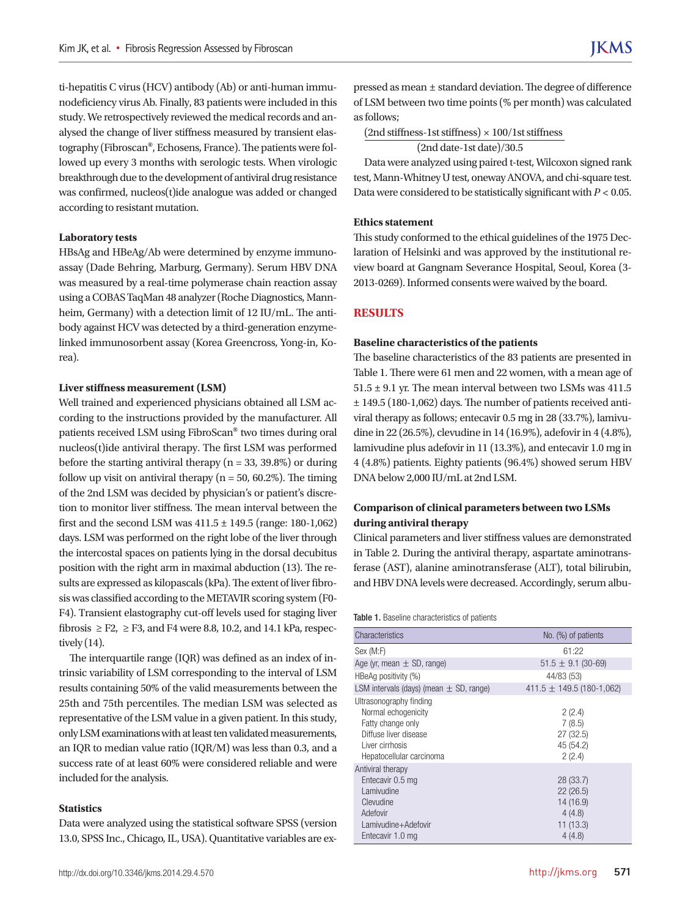ti-hepatitis C virus (HCV) antibody (Ab) or anti-human immunodeficiency virus Ab. Finally, 83 patients were included in this study. We retrospectively reviewed the medical records and analysed the change of liver stiffness measured by transient elastography (Fibroscan®, Echosens, France). The patients were followed up every 3 months with serologic tests. When virologic breakthrough due to the development of antiviral drug resistance was confirmed, nucleos(t)ide analogue was added or changed according to resistant mutation.

### Laboratory tests

HBsAg and HBeAg/Ab were determined by enzyme immunoassay (Dade Behring, Marburg, Germany). Serum HBV DNA was measured by a real-time polymerase chain reaction assay using a COBAS TaqMan 48 analyzer (Roche Diagnostics, Mannheim, Germany) with a detection limit of 12 IU/mL. The antibody against HCV was detected by a third-generation enzyme-linked immunosorbent assay (Korea Greencross, Yong-in, Korea).

### Liver stiffness measurement (LSM)

Well trained and experienced physicians obtained all LSM according to the instructions provided by the manufacturer. All patients received LSM using FibroScan® two times during oral nucleos(t)ide antiviral therapy. The first LSM was performed before the starting antiviral therapy (n = 33, 39.8%) or during follow up visit on antiviral therapy (n = 50, 60.2%). The timing of the 2nd LSM was decided by physician's or patient's discretion to monitor liver stiffness. The mean interval between the first and the second LSM was 411.5 ± 149.5 (range: 180-1,062) days. LSM was performed on the right lobe of the liver through the intercostal spaces on patients lying in the dorsal decubitus position with the right arm in maximal abduction (13). The results are expressed as kilopascals (kPa). The extent of liver fibrosis was classified according to the METAVIR scoring system (F0-F4). Transient elastography cut-off levels used for staging liver fibrosis $\geq$ F2, $\geq$ F3, and F4 were 8.8, 10.2, and 14.1 kPa, respectively (14).

The interquartile range (IQR) was defined as an index of intrinsic variability of LSM corresponding to the interval of LSM results containing 50% of the valid measurements between the 25th and 75th percentiles. The median LSM was selected as representative of the LSM value in a given patient. In this study, only LSM examinations with at least ten validated measurements, an IQR to median value ratio (IQR/M) was less than 0.3, and a success rate of at least 60% were considered reliable and were included for the analysis.

### Statistics

Data were analyzed using the statistical software SPSS (version 13.0, SPSS Inc., Chicago, IL, USA). Quantitative variables are expressed as mean ± standard deviation. The degree of difference of LSM between two time points (% per month) was calculated as follows;

$$\frac{(\text{2nd stiffness-1st stiffness}) \times 100/\text{1st stiffness}}{(\text{2nd date-1st date})/30.5}$$

Data were analyzed using paired t-test, Wilcoxon signed rank test, Mann-Whitney U test, oneway ANOVA, and chi-square test. Data were considered to be statistically significant with $P < 0.05$.

### Ethics statement

This study conformed to the ethical guidelines of the 1975 Declaration of Helsinki and was approved by the institutional review board at Gangnam Severance Hospital, Seoul, Korea (3-2013-0269). Informed consents were waived by the board.

## RESULTS

### Baseline characteristics of the patients

The baseline characteristics of the 83 patients are presented in Table 1. There were 61 men and 22 women, with a mean age of 51.5 ± 9.1 yr. The mean interval between two LSMs was 411.5 ± 149.5 (180-1,062) days. The number of patients received antiviral therapy as follows; entecavir 0.5 mg in 28 (33.7%), lamivudine in 22 (26.5%), clevudine in 14 (16.9%), adefovir in 4 (4.8%), lamivudine plus adefovir in 11 (13.3%), and entecavir 1.0 mg in 4 (4.8%) patients. Eighty patients (96.4%) showed serum HBV DNA below 2,000 IU/mL at 2nd LSM.

### Comparison of clinical parameters between two LSMs during antiviral therapy

Clinical parameters and liver stiffness values are demonstrated in Table 2. During the antiviral therapy, aspartate aminotransferase (AST), alanine aminotransferase (ALT), total bilirubin, and HBV DNA levels were decreased. Accordingly, serum albu-

**Table 1.** Baseline characteristics of patients

| Characteristics | No. (%) of patients |
|---|---|
| Sex (M:F) | 61:22 |
| Age (yr, mean ± SD, range) | 51.5 ± 9.1 (30-69) |
| HBeAg positivity (%) | 44/83 (53) |
| LSM intervals (days) (mean ± SD, range) | 411.5 ± 149.5 (180-1,062) |
| Ultrasonography finding | |
| Normal echogenicity | 2 (2.4) |
| Fatty change only | 7 (8.5) |
| Diffuse liver disease | 27 (32.5) |
| Liver cirrhosis | 45 (54.2) |
| Hepatocellular carcinoma | 2 (2.4) |
| Antiviral therapy | |
| Entecavir 0.5 mg | 28 (33.7) |
| Lamivudine | 22 (26.5) |
| Clevudine | 14 (16.9) |
| Adefovir | 4 (4.8) |
| Lamivudine+Adefovir | 11 (13.3) |
| Entecavir 1.0 mg | 4 (4.8) |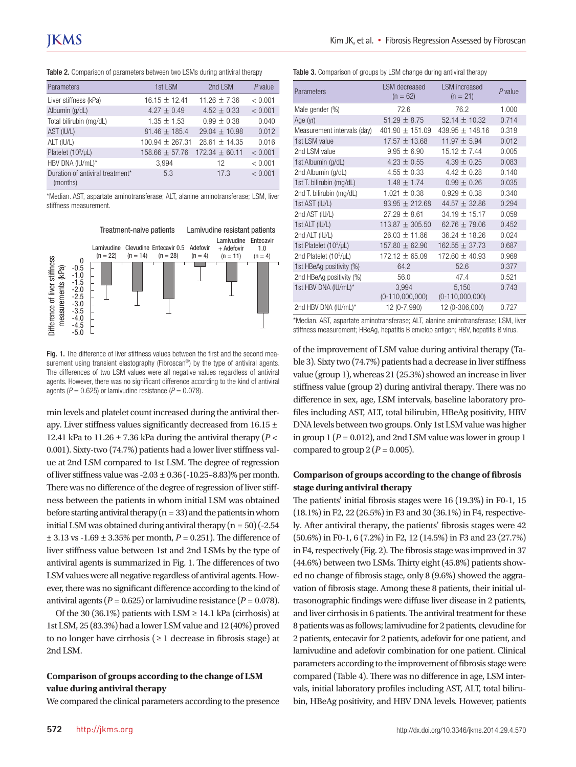**Table 2.** Comparison of parameters between two LSMs during antiviral therapy

| Parameters | 1st LSM | 2nd LSM | *P* value |
|---|---|---|---|
| Liver stiffness (kPa) | 16.15 ± 12.41 | 11.26 ± 7.36 | < 0.001 |
| Albumin (g/dL) | 4.27 ± 0.49 | 4.52 ± 0.33 | < 0.001 |
| Total bilirubin (mg/dL) | 1.35 ± 1.53 | 0.99 ± 0.38 | 0.040 |
| AST (IU/L) | 81.46 ± 185.4 | 29.04 ± 10.98 | 0.012 |
| ALT (IU/L) | 100.94 ± 267.31 | 28.61 ± 14.35 | 0.016 |
| Platelet ($10^3$/µL) | 158.66 ± 57.76 | 172.34 ± 60.11 | < 0.001 |
| HBV DNA (IU/mL)* | 3,994 | 12 | < 0.001 |
| Duration of antiviral treatment* (months) | 5.3 | 17.3 | < 0.001 |

*Median. AST, aspartate aminotransferase; ALT, alanine aminotransferase; LSM, liver stiffness measurement.

Fig. 1. The difference of liver stiffness values between the first and the second measurement using transient elastography (Fibroscan®) by the type of antiviral agents. The differences of two LSM values were all negative values regardless of antiviral agents. However, there was no significant difference according to the kind of antiviral agents ($P$ = 0.625) or lamivudine resistance ($P$ = 0.078).

min levels and platelet count increased during the antiviral therapy. Liver stiffness values significantly decreased from 16.15 ± 12.41 kPa to 11.26 ± 7.36 kPa during the antiviral therapy ($P$ < 0.001). Sixty-two (74.7%) patients had a lower liver stiffness value at 2nd LSM compared to 1st LSM. The degree of regression of liver stiffness value was -2.03 ± 0.36 (-10.25~8.83)% per month. There was no difference of the degree of regression of liver stiffness between the patients in whom initial LSM was obtained before starting antiviral therapy (n = 33) and the patients in whom initial LSM was obtained during antiviral therapy (n = 50) (-2.54 ± 3.13 vs -1.69 ± 3.35% per month, $P$ = 0.251). The difference of liver stiffness value between 1st and 2nd LSMs by the type of antiviral agents is summarized in Fig. 1. The differences of two LSM values were all negative regardless of antiviral agents. However, there was no significant difference according to the kind of antiviral agents ($P$ = 0.625) or lamivudine resistance ($P$ = 0.078).

Of the 30 (36.1%) patients with LSM ≥ 14.1 kPa (cirrhosis) at 1st LSM, 25 (83.3%) had a lower LSM value and 12 (40%) proved to no longer have cirrhosis (≥ 1 decrease in fibrosis stage) at 2nd LSM.

### Comparison of groups according to the change of LSM value during antiviral therapy

We compared the clinical parameters according to the presence of the improvement of LSM value during antiviral therapy (Table 3). Sixty two (74.7%) patients had a decrease in liver stiffness value (group 1), whereas 21 (25.3%) showed an increase in liver stiffness value (group 2) during antiviral therapy. There was no difference in sex, age, LSM intervals, baseline laboratory profiles including AST, ALT, total bilirubin, HBeAg positivity, HBV DNA levels between two groups. Only 1st LSM value was higher in group 1 ($P$ = 0.012), and 2nd LSM value was lower in group 1 compared to group 2 ($P$ = 0.005).

**Table 3.** Comparison of groups by LSM change during antiviral therapy

| Parameters | LSM decreased (n = 62) | LSM increased (n = 21) | *P* value |
|---|---|---|---|
| Male gender (%) | 72.6 | 76.2 | 1.000 |
| Age (yr) | 51.29 ± 8.75 | 52.14 ± 10.32 | 0.714 |
| Measurement intervals (day) | 401.90 ± 151.09 | 439.95 ± 148.16 | 0.319 |
| 1st LSM value | 17.57 ± 13.68 | 11.97 ± 5.94 | 0.012 |
| 2nd LSM value | 9.95 ± 6.90 | 15.12 ± 7.44 | 0.005 |
| 1st Albumin (g/dL) | 4.23 ± 0.55 | 4.39 ± 0.25 | 0.083 |
| 2nd Albumin (g/dL) | 4.55 ± 0.33 | 4.42 ± 0.28 | 0.140 |
| 1st T. bilirubin (mg/dL) | 1.48 ± 1.74 | 0.99 ± 0.26 | 0.035 |
| 2nd T. bilirubin (mg/dL) | 1.021 ± 0.38 | 0.929 ± 0.38 | 0.340 |
| 1st AST (IU/L) | 93.95 ± 212.68 | 44.57 ± 32.86 | 0.294 |
| 2nd AST (IU/L) | 27.29 ± 8.61 | 34.19 ± 15.17 | 0.059 |
| 1st ALT (IU/L) | 113.87 ± 305.50 | 62.76 ± 79.06 | 0.452 |
| 2nd ALT (IU/L) | 26.03 ± 11.86 | 36.24 ± 18.26 | 0.024 |
| 1st Platelet ($10^3$/µL) | 157.80 ± 62.90 | 162.55 ± 37.73 | 0.687 |
| 2nd Platelet ($10^3$/µL) | 172.12 ± 65.09 | 172.60 ± 40.93 | 0.969 |
| 1st HBeAg positivity (%) | 64.2 | 52.6 | 0.377 |
| 2nd HBeAg positivity (%) | 56.0 | 47.4 | 0.521 |
| 1st HBV DNA (IU/mL)* | 3,994 (0-110,000,000) | 5,150 (0-110,000,000) | 0.743 |
| 2nd HBV DNA (IU/mL)* | 12 (0-7,990) | 12 (0-306,000) | 0.727 |

*Median. AST, aspartate aminotransferase; ALT, alanine aminotransferase; LSM, liver stiffness measurement; HBeAg, hepatitis B envelop antigen; HBV, hepatitis B virus.

### Comparison of groups according to the change of fibrosis stage during antiviral therapy

The patients' initial fibrosis stages were 16 (19.3%) in F0-1, 15 (18.1%) in F2, 22 (26.5%) in F3 and 30 (36.1%) in F4, respectively. After antiviral therapy, the patients' fibrosis stages were 42 (50.6%) in F0-1, 6 (7.2%) in F2, 12 (14.5%) in F3 and 23 (27.7%) in F4, respectively (Fig. 2). The fibrosis stage was improved in 37 (44.6%) between two LSMs. Thirty eight (45.8%) patients showed no change of fibrosis stage, only 8 (9.6%) showed the aggravation of fibrosis stage. Among these 8 patients, their initial ultrasonographic findings were diffuse liver disease in 2 patients, and liver cirrhosis in 6 patients. The antiviral treatment for these 8 patients was as follows; lamivudine for 2 patients, clevudine for 2 patients, entecavir for 2 patients, adefovir for one patient, and lamivudine and adefovir combination for one patient. Clinical parameters according to the improvement of fibrosis stage were compared (Table 4). There was no difference in age, LSM intervals, initial laboratory profiles including AST, ALT, total bilirubin, HBeAg positivity, and HBV DNA levels. However, patients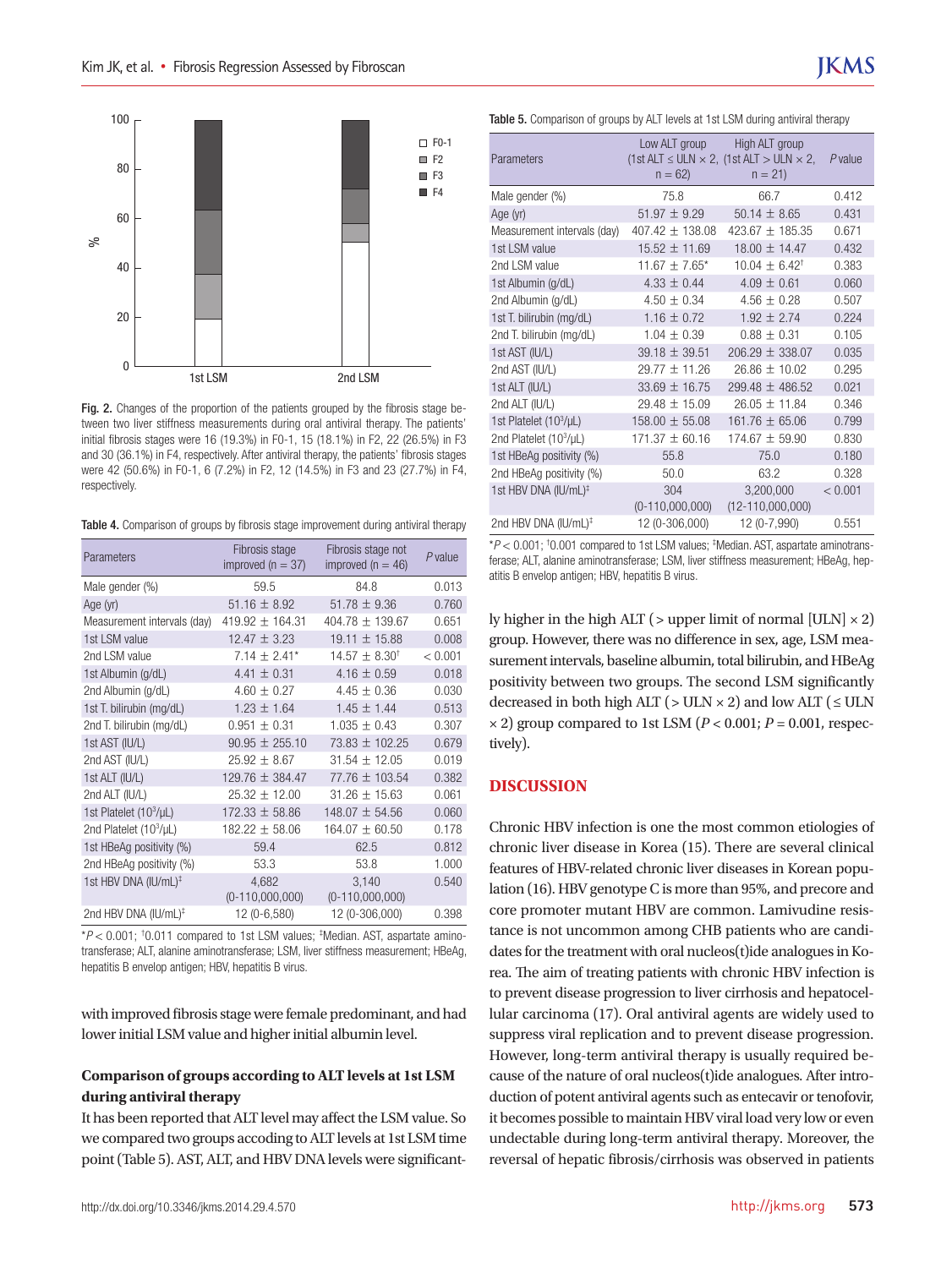Fig. 2. Changes of the proportion of the patients grouped by the fibrosis stage between two liver stiffness measurements during oral antiviral therapy. The patients' initial fibrosis stages were 16 (19.3%) in F0-1, 15 (18.1%) in F2, 22 (26.5%) in F3 and 30 (36.1%) in F4, respectively. After antiviral therapy, the patients' fibrosis stages were 42 (50.6%) in F0-1, 6 (7.2%) in F2, 12 (14.5%) in F3 and 23 (27.7%) in F4, respectively.

Table 4. Comparison of groups by fibrosis stage improvement during antiviral therapy

| Parameters | Fibrosis stage improved (n = 37) | Fibrosis stage not improved (n = 46) | *P* value |
|---|---|---|---|
| Male gender (%) | 59.5 | 84.8 | 0.013 |
| Age (yr) | 51.16 ± 8.92 | 51.78 ± 9.36 | 0.760 |
| Measurement intervals (day) | 419.92 ± 164.31 | 404.78 ± 139.67 | 0.651 |
| 1st LSM value | 12.47 ± 3.23 | 19.11 ± 15.88 | 0.008 |
| 2nd LSM value | 7.14 ± 2.41* | 14.57 ± 8.30† | < 0.001 |
| 1st Albumin (g/dL) | 4.41 ± 0.31 | 4.16 ± 0.59 | 0.018 |
| 2nd Albumin (g/dL) | 4.60 ± 0.27 | 4.45 ± 0.36 | 0.030 |
| 1st T. bilirubin (mg/dL) | 1.23 ± 1.64 | 1.45 ± 1.44 | 0.513 |
| 2nd T. bilirubin (mg/dL) | 0.951 ± 0.31 | 1.035 ± 0.43 | 0.307 |
| 1st AST (IU/L) | 90.95 ± 255.10 | 73.83 ± 102.25 | 0.679 |
| 2nd AST (IU/L) | 25.92 ± 8.67 | 31.54 ± 12.05 | 0.019 |
| 1st ALT (IU/L) | 129.76 ± 384.47 | 77.76 ± 103.54 | 0.382 |
| 2nd ALT (IU/L) | 25.32 ± 12.00 | 31.26 ± 15.63 | 0.061 |
| 1st Platelet ($10^3$/μL) | 172.33 ± 58.86 | 148.07 ± 54.56 | 0.060 |
| 2nd Platelet ($10^3$/μL) | 182.22 ± 58.06 | 164.07 ± 60.50 | 0.178 |
| 1st HBeAg positivity (%) | 59.4 | 62.5 | 0.812 |
| 2nd HBeAg positivity (%) | 53.3 | 53.8 | 1.000 |
| 1st HBV DNA (IU/mL)‡ | 4,682 (0-110,000,000) | 3,140 (0-110,000,000) | 0.540 |
| 2nd HBV DNA (IU/mL)‡ | 12 (0-6,580) | 12 (0-306,000) | 0.398 |

*$P < 0.001$; †0.011 compared to 1st LSM values; ‡Median. AST, aspartate aminotransferase; ALT, alanine aminotransferase; LSM, liver stiffness measurement; HBeAg, hepatitis B envelop antigen; HBV, hepatitis B virus.

with improved fibrosis stage were female predominant, and had lower initial LSM value and higher initial albumin level.

### Comparison of groups according to ALT levels at 1st LSM during antiviral therapy

It has been reported that ALT level may affect the LSM value. So we compared two groups accoding to ALT levels at 1st LSM time point (Table 5). AST, ALT, and HBV DNA levels were significantly higher in the high ALT (> upper limit of normal [ULN] × 2) group. However, there was no difference in sex, age, LSM measurement intervals, baseline albumin, total bilirubin, and HBeAg positivity between two groups. The second LSM significantly decreased in both high ALT (> ULN × 2) and low ALT (≤ ULN × 2) group compared to 1st LSM ($P < 0.001$; $P = 0.001$, respectively).

Table 5. Comparison of groups by ALT levels at 1st LSM during antiviral therapy

| Parameters | Low ALT group (1st ALT ≤ ULN × 2, n = 62) | High ALT group (1st ALT > ULN × 2, n = 21) | *P* value |
|---|---|---|---|
| Male gender (%) | 75.8 | 66.7 | 0.412 |
| Age (yr) | 51.97 ± 9.29 | 50.14 ± 8.65 | 0.431 |
| Measurement intervals (day) | 407.42 ± 138.08 | 423.67 ± 185.35 | 0.671 |
| 1st LSM value | 15.52 ± 11.69 | 18.00 ± 14.47 | 0.432 |
| 2nd LSM value | 11.67 ± 7.65* | 10.04 ± 6.42† | 0.383 |
| 1st Albumin (g/dL) | 4.33 ± 0.44 | 4.09 ± 0.61 | 0.060 |
| 2nd Albumin (g/dL) | 4.50 ± 0.34 | 4.56 ± 0.28 | 0.507 |
| 1st T. bilirubin (mg/dL) | 1.16 ± 0.72 | 1.92 ± 2.74 | 0.224 |
| 2nd T. bilirubin (mg/dL) | 1.04 ± 0.39 | 0.88 ± 0.31 | 0.105 |
| 1st AST (IU/L) | 39.18 ± 39.51 | 206.29 ± 338.07 | 0.035 |
| 2nd AST (IU/L) | 29.77 ± 11.26 | 26.86 ± 10.02 | 0.295 |
| 1st ALT (IU/L) | 33.69 ± 16.75 | 299.48 ± 486.52 | 0.021 |
| 2nd ALT (IU/L) | 29.48 ± 15.09 | 26.05 ± 11.84 | 0.346 |
| 1st Platelet ($10^3$/μL) | 158.00 ± 55.08 | 161.76 ± 65.06 | 0.799 |
| 2nd Platelet ($10^3$/μL) | 171.37 ± 60.16 | 174.67 ± 59.90 | 0.830 |
| 1st HBeAg positivity (%) | 55.8 | 75.0 | 0.180 |
| 2nd HBeAg positivity (%) | 50.0 | 63.2 | 0.328 |
| 1st HBV DNA (IU/mL)‡ | 304 (0-110,000,000) | 3,200,000 (12-110,000,000) | < 0.001 |
| 2nd HBV DNA (IU/mL)‡ | 12 (0-306,000) | 12 (0-7,990) | 0.551 |

*$P < 0.001$; †0.001 compared to 1st LSM values; ‡Median. AST, aspartate aminotransferase; ALT, alanine aminotransferase; LSM, liver stiffness measurement; HBeAg, hepatitis B envelop antigen; HBV, hepatitis B virus.

## DISCUSSION

Chronic HBV infection is one the most common etiologies of chronic liver disease in Korea (15). There are several clinical features of HBV-related chronic liver diseases in Korean population (16). HBV genotype C is more than 95%, and precore and core promoter mutant HBV are common. Lamivudine resistance is not uncommon among CHB patients who are candidates for the treatment with oral nucleos(t)ide analogues in Korea. The aim of treating patients with chronic HBV infection is to prevent disease progression to liver cirrhosis and hepatocellular carcinoma (17). Oral antiviral agents are widely used to suppress viral replication and to prevent disease progression. However, long-term antiviral therapy is usually required because of the nature of oral nucleos(t)ide analogues. After introduction of potent antiviral agents such as entecavir or tenofovir, it becomes possible to maintain HBV viral load very low or even undectable during long-term antiviral therapy. Moreover, the reversal of hepatic fibrosis/cirrhosis was observed in patients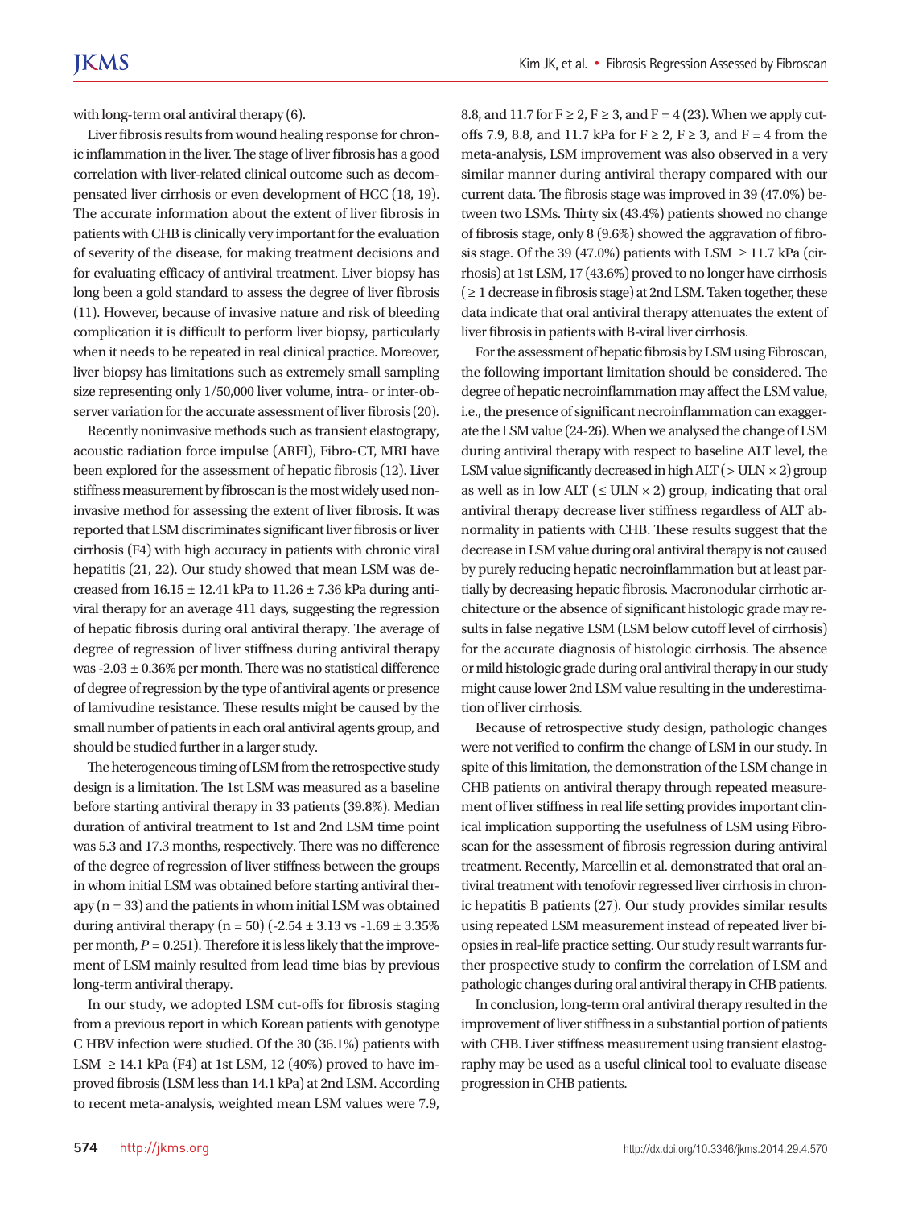with long-term oral antiviral therapy (6).

Liver fibrosis results from wound healing response for chronic inflammation in the liver. The stage of liver fibrosis has a good correlation with liver-related clinical outcome such as decompensated liver cirrhosis or even development of HCC (18, 19). The accurate information about the extent of liver fibrosis in patients with CHB is clinically very important for the evaluation of severity of the disease, for making treatment decisions and for evaluating efficacy of antiviral treatment. Liver biopsy has long been a gold standard to assess the degree of liver fibrosis (11). However, because of invasive nature and risk of bleeding complication it is difficult to perform liver biopsy, particularly when it needs to be repeated in real clinical practice. Moreover, liver biopsy has limitations such as extremely small sampling size representing only 1/50,000 liver volume, intra- or inter-observer variation for the accurate assessment of liver fibrosis (20).

Recently noninvasive methods such as transient elastograpy, acoustic radiation force impulse (ARFI), Fibro-CT, MRI have been explored for the assessment of hepatic fibrosis (12). Liver stiffness measurement by fibroscan is the most widely used noninvasive method for assessing the extent of liver fibrosis. It was reported that LSM discriminates significant liver fibrosis or liver cirrhosis (F4) with high accuracy in patients with chronic viral hepatitis (21, 22). Our study showed that mean LSM was decreased from $16.15 \pm 12.41$ kPa to $11.26 \pm 7.36$ kPa during antiviral therapy for an average 411 days, suggesting the regression of hepatic fibrosis during oral antiviral therapy. The average of degree of regression of liver stiffness during antiviral therapy was $-2.03 \pm 0.36$% per month. There was no statistical difference of degree of regression by the type of antiviral agents or presence of lamivudine resistance. These results might be caused by the small number of patients in each oral antiviral agents group, and should be studied further in a larger study.

The heterogeneous timing of LSM from the retrospective study design is a limitation. The 1st LSM was measured as a baseline before starting antiviral therapy in 33 patients (39.8%). Median duration of antiviral treatment to 1st and 2nd LSM time point was 5.3 and 17.3 months, respectively. There was no difference of the degree of regression of liver stiffness between the groups in whom initial LSM was obtained before starting antiviral therapy (n = 33) and the patients in whom initial LSM was obtained during antiviral therapy (n = 50) ($-2.54 \pm 3.13$ vs $-1.69 \pm 3.35$% per month, $P = 0.251$). Therefore it is less likely that the improvement of LSM mainly resulted from lead time bias by previous long-term antiviral therapy.

In our study, we adopted LSM cut-offs for fibrosis staging from a previous report in which Korean patients with genotype C HBV infection were studied. Of the 30 (36.1%) patients with LSM $\geq 14.1$ kPa (F4) at 1st LSM, 12 (40%) proved to have improved fibrosis (LSM less than 14.1 kPa) at 2nd LSM. According to recent meta-analysis, weighted mean LSM values were 7.9, 8.8, and 11.7 for $F \geq 2$, $F \geq 3$, and $F = 4$ (23). When we apply cutoffs 7.9, 8.8, and 11.7 kPa for $F \geq 2$, $F \geq 3$, and $F = 4$ from the meta-analysis, LSM improvement was also observed in a very similar manner during antiviral therapy compared with our current data. The fibrosis stage was improved in 39 (47.0%) between two LSMs. Thirty six (43.4%) patients showed no change of fibrosis stage, only 8 (9.6%) showed the aggravation of fibrosis stage. Of the 39 (47.0%) patients with LSM $\geq 11.7$ kPa (cirrhosis) at 1st LSM, 17 (43.6%) proved to no longer have cirrhosis ($\geq 1$ decrease in fibrosis stage) at 2nd LSM. Taken together, these data indicate that oral antiviral therapy attenuates the extent of liver fibrosis in patients with B-viral liver cirrhosis.

For the assessment of hepatic fibrosis by LSM using Fibroscan, the following important limitation should be considered. The degree of hepatic necroinflammation may affect the LSM value, i.e., the presence of significant necroinflammation can exaggerate the LSM value (24-26). When we analysed the change of LSM during antiviral therapy with respect to baseline ALT level, the LSM value significantly decreased in high ALT ($> \text{ULN} \times 2$) group as well as in low ALT ($\leq \text{ULN} \times 2$) group, indicating that oral antiviral therapy decrease liver stiffness regardless of ALT abnormality in patients with CHB. These results suggest that the decrease in LSM value during oral antiviral therapy is not caused by purely reducing hepatic necroinflammation but at least partially by decreasing hepatic fibrosis. Macronodular cirrhotic architecture or the absence of significant histologic grade may results in false negative LSM (LSM below cutoff level of cirrhosis) for the accurate diagnosis of histologic cirrhosis. The absence or mild histologic grade during oral antiviral therapy in our study might cause lower 2nd LSM value resulting in the underestimation of liver cirrhosis.

Because of retrospective study design, pathologic changes were not verified to confirm the change of LSM in our study. In spite of this limitation, the demonstration of the LSM change in CHB patients on antiviral therapy through repeated measurement of liver stiffness in real life setting provides important clinical implication supporting the usefulness of LSM using Fibroscan for the assessment of fibrosis regression during antiviral treatment. Recently, Marcellin et al. demonstrated that oral antiviral treatment with tenofovir regressed liver cirrhosis in chronic hepatitis B patients (27). Our study provides similar results using repeated LSM measurement instead of repeated liver biopsies in real-life practice setting. Our study result warrants further prospective study to confirm the correlation of LSM and pathologic changes during oral antiviral therapy in CHB patients.

In conclusion, long-term oral antiviral therapy resulted in the improvement of liver stiffness in a substantial portion of patients with CHB. Liver stiffness measurement using transient elastography may be used as a useful clinical tool to evaluate disease progression in CHB patients.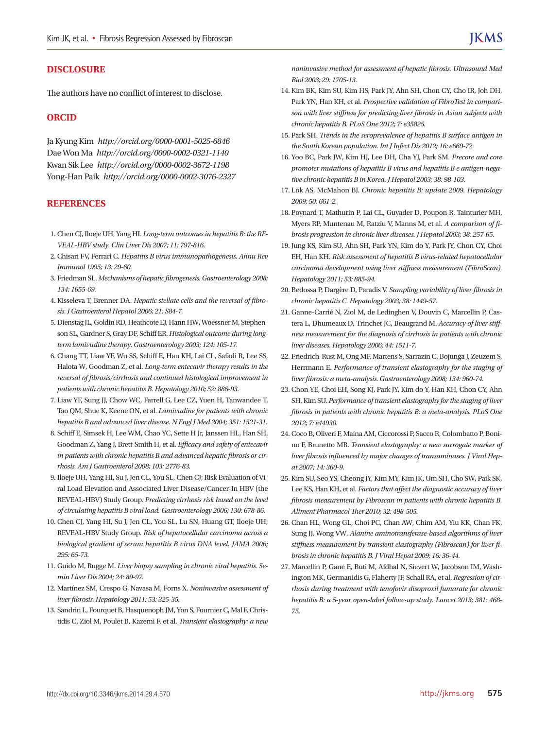## DISCLOSURE

The authors have no conflict of interest to disclose.

## ORCID

Ja Kyung Kim *http://orcid.org/0000-0001-5025-6846*
Dae Won Ma *http://orcid.org/0000-0002-0321-1140*
Kwan Sik Lee *http://orcid.org/0000-0002-3672-1198*
Yong-Han Paik *http://orcid.org/0000-0002-3076-2327*

## REFERENCES

1. Chen CJ, Iloeje UH, Yang HI. *Long-term outcomes in hepatitis B: the REVEAL-HBV study. Clin Liver Dis 2007; 11: 797-816.*
2. Chisari FV, Ferrari C. *Hepatitis B virus immunopathogenesis. Annu Rev Immunol 1995; 13: 29-60.*
3. Friedman SL. *Mechanisms of hepatic fibrogenesis. Gastroenterology 2008; 134: 1655-69.*
4. Kisseleva T, Brenner DA. *Hepatic stellate cells and the reversal of fibrosis. J Gastroenterol Hepatol 2006; 21: S84-7.*
5. Dienstag JL, Goldin RD, Heathcote EJ, Hann HW, Woessner M, Stephenson SL, Gardner S, Gray DF, Schiff ER. *Histological outcome during long-term lamivudine therapy. Gastroenterology 2003; 124: 105-17.*
6. Chang TT, Liaw YF, Wu SS, Schiff E, Han KH, Lai CL, Safadi R, Lee SS, Halota W, Goodman Z, et al. *Long-term entecavir therapy results in the reversal of fibrosis/cirrhosis and continued histological improvement in patients with chronic hepatitis B. Hepatology 2010; 52: 886-93.*
7. Liaw YF, Sung JJ, Chow WC, Farrell G, Lee CZ, Yuen H, Tanwandee T, Tao QM, Shue K, Keene ON, et al. *Lamivudine for patients with chronic hepatitis B and advanced liver disease. N Engl J Med 2004; 351: 1521-31.*
8. Schiff E, Simsek H, Lee WM, Chao YC, Sette H Jr, Janssen HL, Han SH, Goodman Z, Yang J, Brett-Smith H, et al. *Efficacy and safety of entecavir in patients with chronic hepatitis B and advanced hepatic fibrosis or cirrhosis. Am J Gastroenterol 2008; 103: 2776-83.*
9. Iloeje UH, Yang HI, Su J, Jen CL, You SL, Chen CJ; Risk Evaluation of Viral Load Elevation and Associated Liver Disease/Cancer-In HBV (the REVEAL-HBV) Study Group. *Predicting cirrhosis risk based on the level of circulating hepatitis B viral load. Gastroenterology 2006; 130: 678-86.*
10. Chen CJ, Yang HI, Su J, Jen CL, You SL, Lu SN, Huang GT, Iloeje UH; REVEAL-HBV Study Group. *Risk of hepatocellular carcinoma across a biological gradient of serum hepatitis B virus DNA level. JAMA 2006; 295: 65-73.*
11. Guido M, Rugge M. *Liver biopsy sampling in chronic viral hepatitis. Semin Liver Dis 2004; 24: 89-97.*
12. Martínez SM, Crespo G, Navasa M, Forns X. *Noninvasive assessment of liver fibrosis. Hepatology 2011; 53: 325-35.*
13. Sandrin L, Fourquet B, Hasquenoph JM, Yon S, Fournier C, Mal F, Christidis C, Ziol M, Poulet B, Kazemi F, et al. *Transient elastography: a new noninvasive method for assessment of hepatic fibrosis. Ultrasound Med Biol 2003; 29: 1705-13.*
14. Kim BK, Kim SU, Kim HS, Park JY, Ahn SH, Chon CY, Cho IR, Joh DH, Park YN, Han KH, et al. *Prospective validation of FibroTest in comparison with liver stiffness for predicting liver fibrosis in Asian subjects with chronic hepatitis B. PLoS One 2012; 7: e35825.*
15. Park SH. *Trends in the seroprevalence of hepatitis B surface antigen in the South Korean population. Int J Infect Dis 2012; 16: e669-72.*
16. Yoo BC, Park JW, Kim HJ, Lee DH, Cha YJ, Park SM. *Precore and core promoter mutations of hepatitis B virus and hepatitis B e antigen-negative chronic hepatitis B in Korea. J Hepatol 2003; 38: 98-103.*
17. Lok AS, McMahon BJ. *Chronic hepatitis B: update 2009. Hepatology 2009; 50: 661-2.*
18. Poynard T, Mathurin P, Lai CL, Guyader D, Poupon R, Tainturier MH, Myers RP, Muntenau M, Ratziu V, Manns M, et al. *A comparison of fibrosis progression in chronic liver diseases. J Hepatol 2003; 38: 257-65.*
19. Jung KS, Kim SU, Ahn SH, Park YN, Kim do Y, Park JY, Chon CY, Choi EH, Han KH. *Risk assessment of hepatitis B virus-related hepatocellular carcinoma development using liver stiffness measurement (FibroScan). Hepatology 2011; 53: 885-94.*
20. Bedossa P, Dargère D, Paradis V. *Sampling variability of liver fibrosis in chronic hepatitis C. Hepatology 2003; 38: 1449-57.*
21. Ganne-Carrié N, Ziol M, de Ledinghen V, Douvin C, Marcellin P, Castera L, Dhumeaux D, Trinchet JC, Beaugrand M. *Accuracy of liver stiffness measurement for the diagnosis of cirrhosis in patients with chronic liver diseases. Hepatology 2006; 44: 1511-7.*
22. Friedrich-Rust M, Ong MF, Martens S, Sarrazin C, Bojunga J, Zeuzem S, Herrmann E. *Performance of transient elastography for the staging of liver fibrosis: a meta-analysis. Gastroenterology 2008; 134: 960-74.*
23. Chon YE, Choi EH, Song KJ, Park JY, Kim do Y, Han KH, Chon CY, Ahn SH, Kim SU. *Performance of transient elastography for the staging of liver fibrosis in patients with chronic hepatitis B: a meta-analysis. PLoS One 2012; 7: e44930.*
24. Coco B, Oliveri F, Maina AM, Ciccorossi P, Sacco R, Colombatto P, Bonino F, Brunetto MR. *Transient elastography: a new surrogate marker of liver fibrosis influenced by major changes of transaminases. J Viral Hepat 2007; 14: 360-9.*
25. Kim SU, Seo YS, Cheong JY, Kim MY, Kim JK, Um SH, Cho SW, Paik SK, Lee KS, Han KH, et al. *Factors that affect the diagnostic accuracy of liver fibrosis measurement by Fibroscan in patients with chronic hepatitis B. Aliment Pharmacol Ther 2010; 32: 498-505.*
26. Chan HL, Wong GL, Choi PC, Chan AW, Chim AM, Yiu KK, Chan FK, Sung JJ, Wong VW. *Alanine aminotransferase-based algorithms of liver stiffness measurement by transient elastography (Fibroscan) for liver fibrosis in chronic hepatitis B. J Viral Hepat 2009; 16: 36-44.*
27. Marcellin P, Gane E, Buti M, Afdhal N, Sievert W, Jacobson IM, Washington MK, Germanidis G, Flaherty JF, Schall RA, et al. *Regression of cirrhosis during treatment with tenofovir disoproxil fumarate for chronic hepatitis B: a 5-year open-label follow-up study. Lancet 2013; 381: 468-75.*